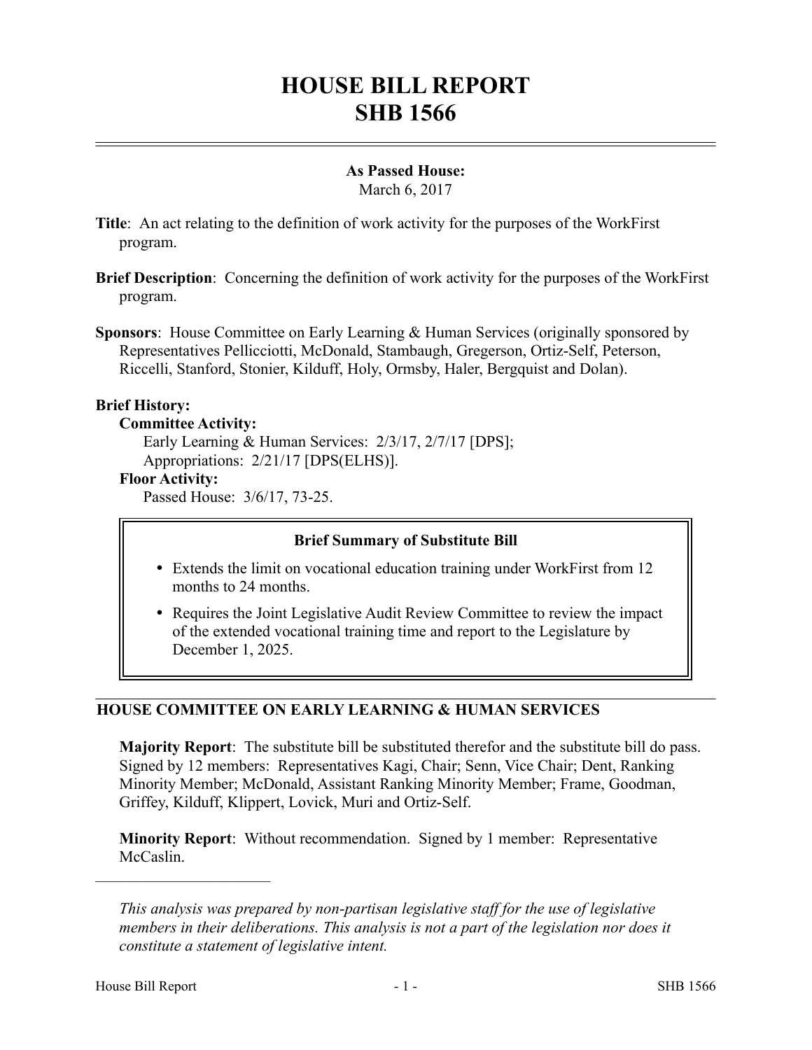# HOUSE BILL REPORT
# SHB 1566

**As Passed House:**
March 6, 2017

**Title**: An act relating to the definition of work activity for the purposes of the WorkFirst program.

**Brief Description**: Concerning the definition of work activity for the purposes of the WorkFirst program.

**Sponsors**: House Committee on Early Learning & Human Services (originally sponsored by Representatives Pellicciotti, McDonald, Stambaugh, Gregerson, Ortiz-Self, Peterson, Riccelli, Stanford, Stonier, Kilduff, Holy, Ormsby, Haler, Bergquist and Dolan).

**Brief History:**

**Committee Activity:**

Early Learning & Human Services: 2/3/17, 2/7/17 [DPS];
Appropriations: 2/21/17 [DPS(ELHS)].

**Floor Activity:**

Passed House: 3/6/17, 73-25.

**Brief Summary of Substitute Bill**

- Extends the limit on vocational education training under WorkFirst from 12 months to 24 months.
- Requires the Joint Legislative Audit Review Committee to review the impact of the extended vocational training time and report to the Legislature by December 1, 2025.

## HOUSE COMMITTEE ON EARLY LEARNING & HUMAN SERVICES

**Majority Report**: The substitute bill be substituted therefor and the substitute bill do pass. Signed by 12 members: Representatives Kagi, Chair; Senn, Vice Chair; Dent, Ranking Minority Member; McDonald, Assistant Ranking Minority Member; Frame, Goodman, Griffey, Kilduff, Klippert, Lovick, Muri and Ortiz-Self.

**Minority Report**: Without recommendation. Signed by 1 member: Representative McCaslin.

---

*This analysis was prepared by non-partisan legislative staff for the use of legislative members in their deliberations. This analysis is not a part of the legislation nor does it constitute a statement of legislative intent.*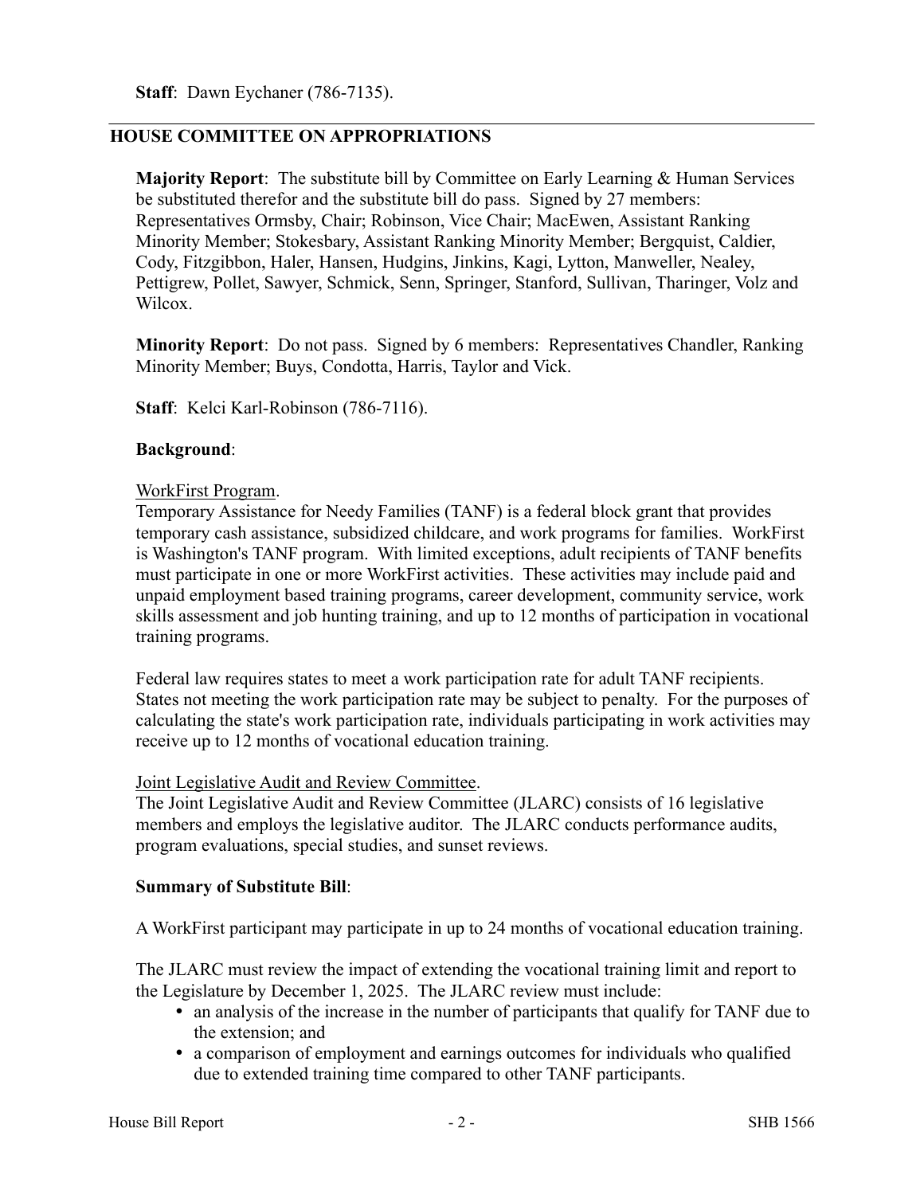**Staff**: Dawn Eychaner (786-7135).

---

## HOUSE COMMITTEE ON APPROPRIATIONS

**Majority Report**: The substitute bill by Committee on Early Learning & Human Services be substituted therefor and the substitute bill do pass. Signed by 27 members: Representatives Ormsby, Chair; Robinson, Vice Chair; MacEwen, Assistant Ranking Minority Member; Stokesbary, Assistant Ranking Minority Member; Bergquist, Caldier, Cody, Fitzgibbon, Haler, Hansen, Hudgins, Jinkins, Kagi, Lytton, Manweller, Nealey, Pettigrew, Pollet, Sawyer, Schmick, Senn, Springer, Stanford, Sullivan, Tharinger, Volz and Wilcox.

**Minority Report**: Do not pass. Signed by 6 members: Representatives Chandler, Ranking Minority Member; Buys, Condotta, Harris, Taylor and Vick.

**Staff**: Kelci Karl-Robinson (786-7116).

**Background**:

WorkFirst Program.
Temporary Assistance for Needy Families (TANF) is a federal block grant that provides temporary cash assistance, subsidized childcare, and work programs for families. WorkFirst is Washington's TANF program. With limited exceptions, adult recipients of TANF benefits must participate in one or more WorkFirst activities. These activities may include paid and unpaid employment based training programs, career development, community service, work skills assessment and job hunting training, and up to 12 months of participation in vocational training programs.

Federal law requires states to meet a work participation rate for adult TANF recipients. States not meeting the work participation rate may be subject to penalty. For the purposes of calculating the state's work participation rate, individuals participating in work activities may receive up to 12 months of vocational education training.

Joint Legislative Audit and Review Committee.
The Joint Legislative Audit and Review Committee (JLARC) consists of 16 legislative members and employs the legislative auditor. The JLARC conducts performance audits, program evaluations, special studies, and sunset reviews.

**Summary of Substitute Bill**:

A WorkFirst participant may participate in up to 24 months of vocational education training.

The JLARC must review the impact of extending the vocational training limit and report to the Legislature by December 1, 2025. The JLARC review must include:

- an analysis of the increase in the number of participants that qualify for TANF due to the extension; and
- a comparison of employment and earnings outcomes for individuals who qualified due to extended training time compared to other TANF participants.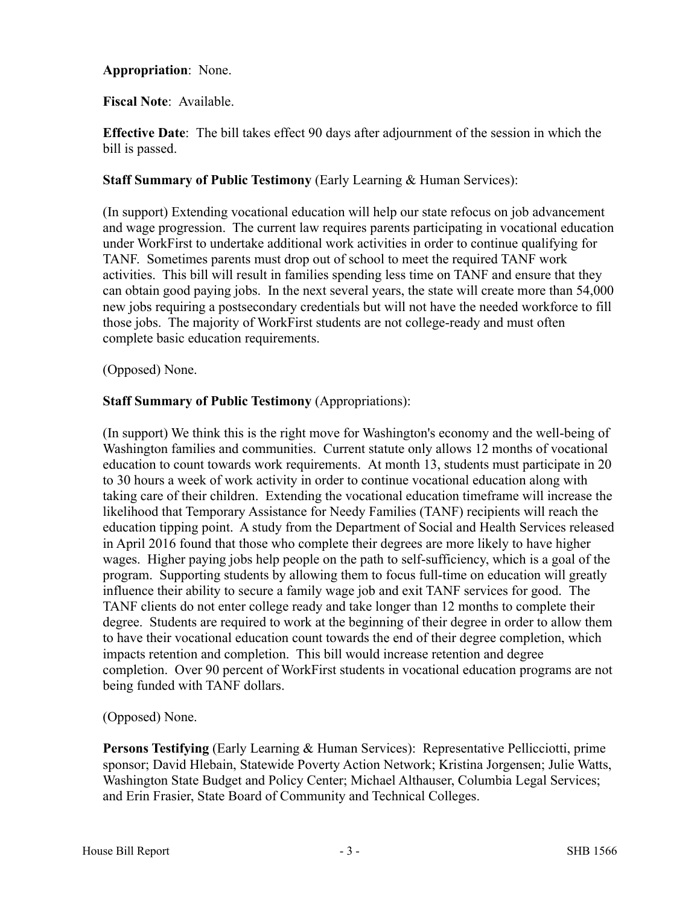**Appropriation**: None.

**Fiscal Note**: Available.

**Effective Date**: The bill takes effect 90 days after adjournment of the session in which the bill is passed.

**Staff Summary of Public Testimony** (Early Learning & Human Services):

(In support) Extending vocational education will help our state refocus on job advancement and wage progression. The current law requires parents participating in vocational education under WorkFirst to undertake additional work activities in order to continue qualifying for TANF. Sometimes parents must drop out of school to meet the required TANF work activities. This bill will result in families spending less time on TANF and ensure that they can obtain good paying jobs. In the next several years, the state will create more than 54,000 new jobs requiring a postsecondary credentials but will not have the needed workforce to fill those jobs. The majority of WorkFirst students are not college-ready and must often complete basic education requirements.

(Opposed) None.

**Staff Summary of Public Testimony** (Appropriations):

(In support) We think this is the right move for Washington's economy and the well-being of Washington families and communities. Current statute only allows 12 months of vocational education to count towards work requirements. At month 13, students must participate in 20 to 30 hours a week of work activity in order to continue vocational education along with taking care of their children. Extending the vocational education timeframe will increase the likelihood that Temporary Assistance for Needy Families (TANF) recipients will reach the education tipping point. A study from the Department of Social and Health Services released in April 2016 found that those who complete their degrees are more likely to have higher wages. Higher paying jobs help people on the path to self-sufficiency, which is a goal of the program. Supporting students by allowing them to focus full-time on education will greatly influence their ability to secure a family wage job and exit TANF services for good. The TANF clients do not enter college ready and take longer than 12 months to complete their degree. Students are required to work at the beginning of their degree in order to allow them to have their vocational education count towards the end of their degree completion, which impacts retention and completion. This bill would increase retention and degree completion. Over 90 percent of WorkFirst students in vocational education programs are not being funded with TANF dollars.

(Opposed) None.

**Persons Testifying** (Early Learning & Human Services): Representative Pellicciotti, prime sponsor; David Hlebain, Statewide Poverty Action Network; Kristina Jorgensen; Julie Watts, Washington State Budget and Policy Center; Michael Althauser, Columbia Legal Services; and Erin Frasier, State Board of Community and Technical Colleges.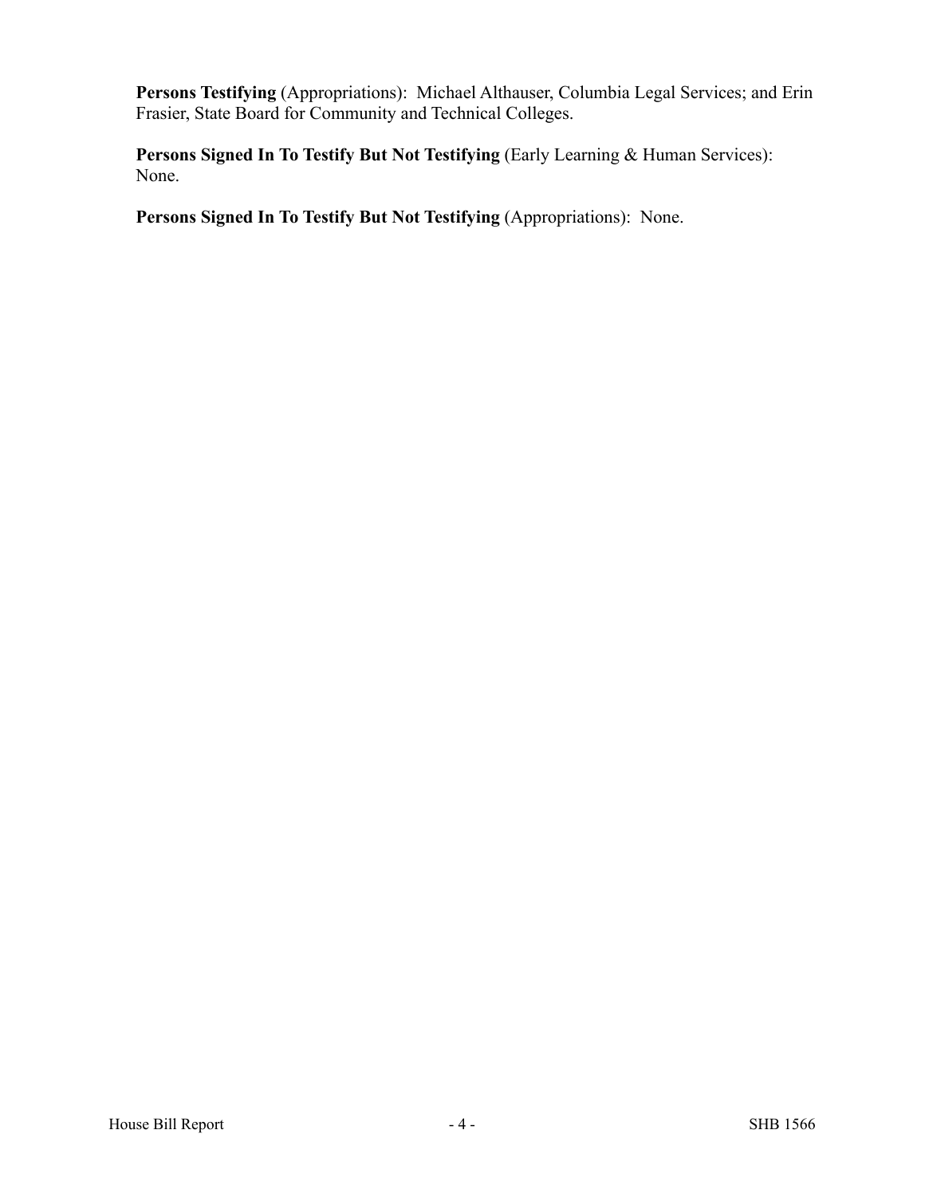**Persons Testifying** (Appropriations): Michael Althauser, Columbia Legal Services; and Erin Frasier, State Board for Community and Technical Colleges.

**Persons Signed In To Testify But Not Testifying** (Early Learning & Human Services): None.

**Persons Signed In To Testify But Not Testifying** (Appropriations): None.